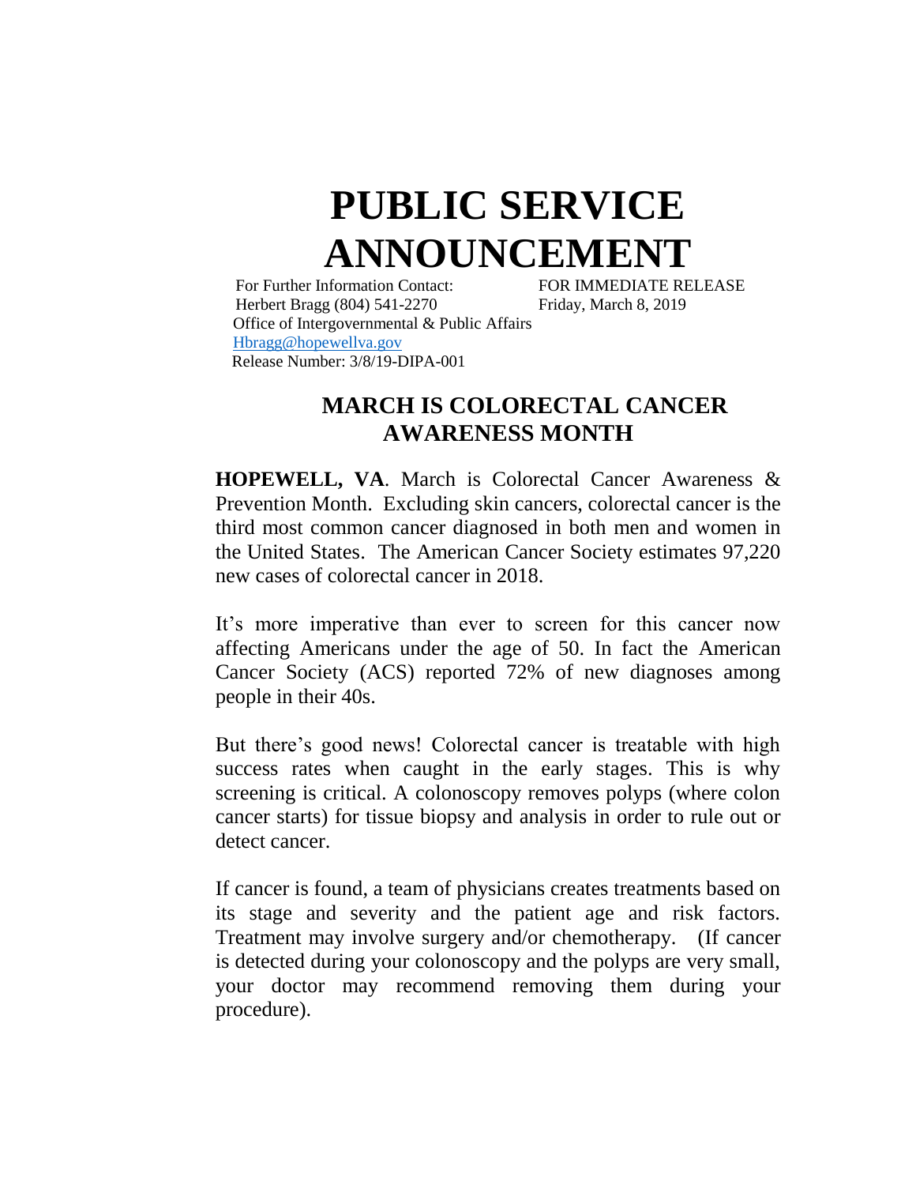# PUBLIC SERVICE ANNOUNCEMENT

For Further Information Contact:
Herbert Bragg (804) 541-2270
Office of Intergovernmental & Public Affairs
Hbragg@hopewellva.gov
Release Number: 3/8/19-DIPA-001

FOR IMMEDIATE RELEASE
Friday, March 8, 2019

## MARCH IS COLORECTAL CANCER AWARENESS MONTH

**HOPEWELL, VA**. March is Colorectal Cancer Awareness & Prevention Month. Excluding skin cancers, colorectal cancer is the third most common cancer diagnosed in both men and women in the United States. The American Cancer Society estimates 97,220 new cases of colorectal cancer in 2018.

It's more imperative than ever to screen for this cancer now affecting Americans under the age of 50. In fact the American Cancer Society (ACS) reported 72% of new diagnoses among people in their 40s.

But there's good news! Colorectal cancer is treatable with high success rates when caught in the early stages. This is why screening is critical. A colonoscopy removes polyps (where colon cancer starts) for tissue biopsy and analysis in order to rule out or detect cancer.

If cancer is found, a team of physicians creates treatments based on its stage and severity and the patient age and risk factors. Treatment may involve surgery and/or chemotherapy. (If cancer is detected during your colonoscopy and the polyps are very small, your doctor may recommend removing them during your procedure).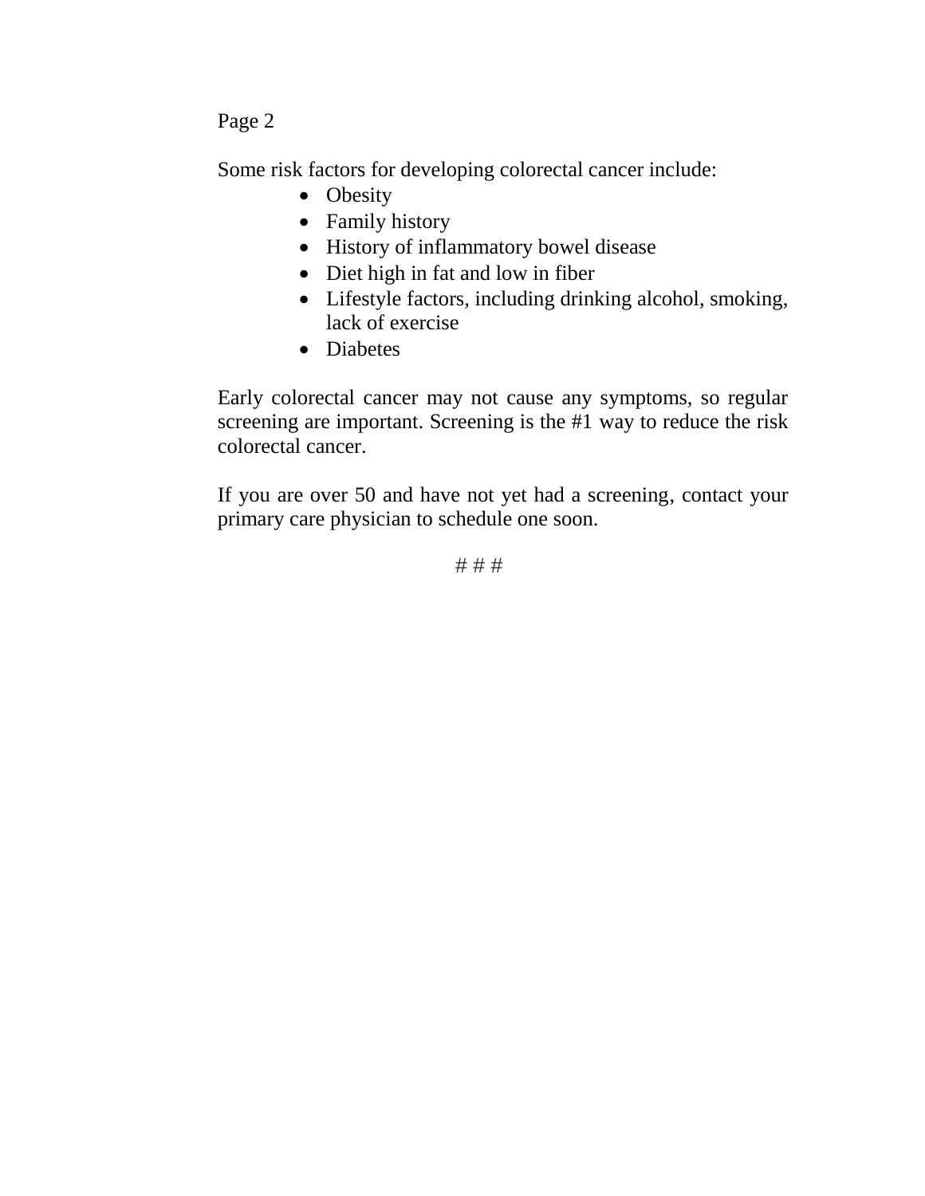Some risk factors for developing colorectal cancer include:

- Obesity
- Family history
- History of inflammatory bowel disease
- Diet high in fat and low in fiber
- Lifestyle factors, including drinking alcohol, smoking, lack of exercise
- Diabetes

Early colorectal cancer may not cause any symptoms, so regular screening are important. Screening is the #1 way to reduce the risk colorectal cancer.

If you are over 50 and have not yet had a screening, contact your primary care physician to schedule one soon.

# # #